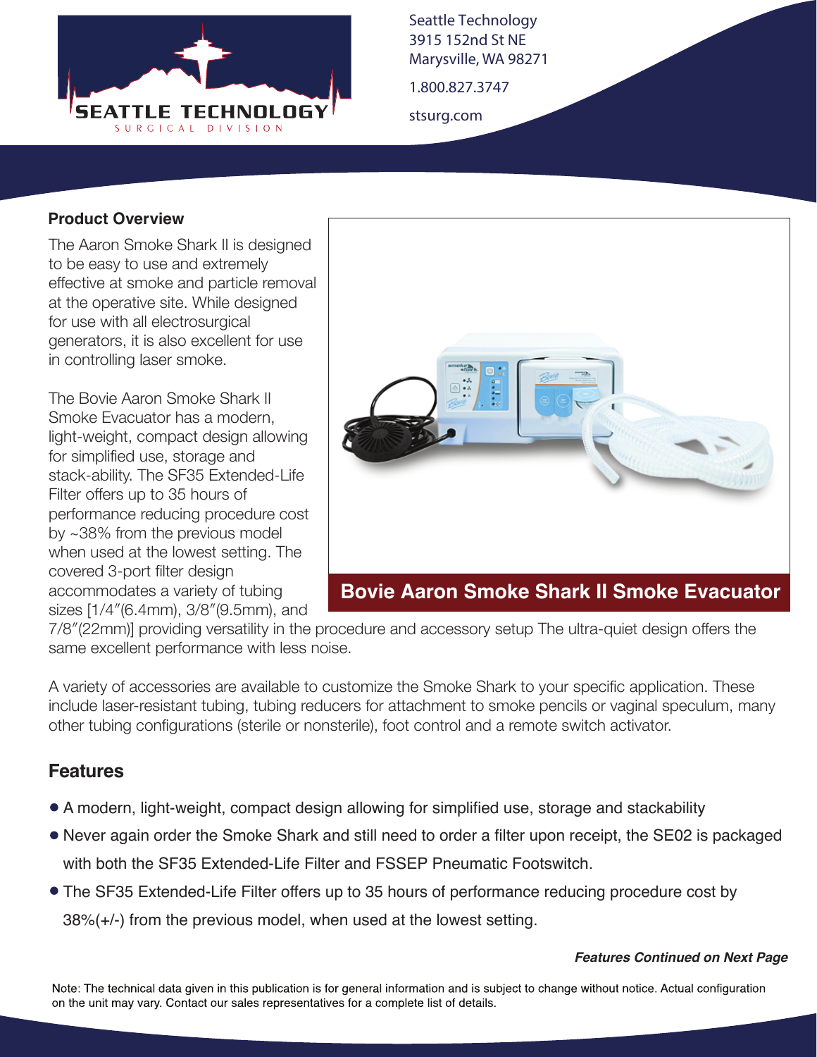Seattle Technology
3915 152nd St NE
Marysville, WA 98271

1.800.827.3747

stsurg.com

## Product Overview

The Aaron Smoke Shark II is designed to be easy to use and extremely effective at smoke and particle removal at the operative site. While designed for use with all electrosurgical generators, it is also excellent for use in controlling laser smoke.

The Bovie Aaron Smoke Shark II Smoke Evacuator has a modern, light-weight, compact design allowing for simplified use, storage and stack-ability. The SF35 Extended-Life Filter offers up to 35 hours of performance reducing procedure cost by ~38% from the previous model when used at the lowest setting. The covered 3-port filter design accommodates a variety of tubing sizes [1/4″(6.4mm), 3/8″(9.5mm), and 7/8″(22mm)] providing versatility in the procedure and accessory setup The ultra-quiet design offers the same excellent performance with less noise.

**Bovie Aaron Smoke Shark II Smoke Evacuator**

A variety of accessories are available to customize the Smoke Shark to your specific application. These include laser-resistant tubing, tubing reducers for attachment to smoke pencils or vaginal speculum, many other tubing configurations (sterile or nonsterile), foot control and a remote switch activator.

## Features

- A modern, light-weight, compact design allowing for simplified use, storage and stackability
- Never again order the Smoke Shark and still need to order a filter upon receipt, the SE02 is packaged with both the SF35 Extended-Life Filter and FSSEP Pneumatic Footswitch.
- The SF35 Extended-Life Filter offers up to 35 hours of performance reducing procedure cost by 38%(+/-) from the previous model, when used at the lowest setting.

***Features Continued on Next Page***

Note: The technical data given in this publication is for general information and is subject to change without notice. Actual configuration on the unit may vary. Contact our sales representatives for a complete list of details.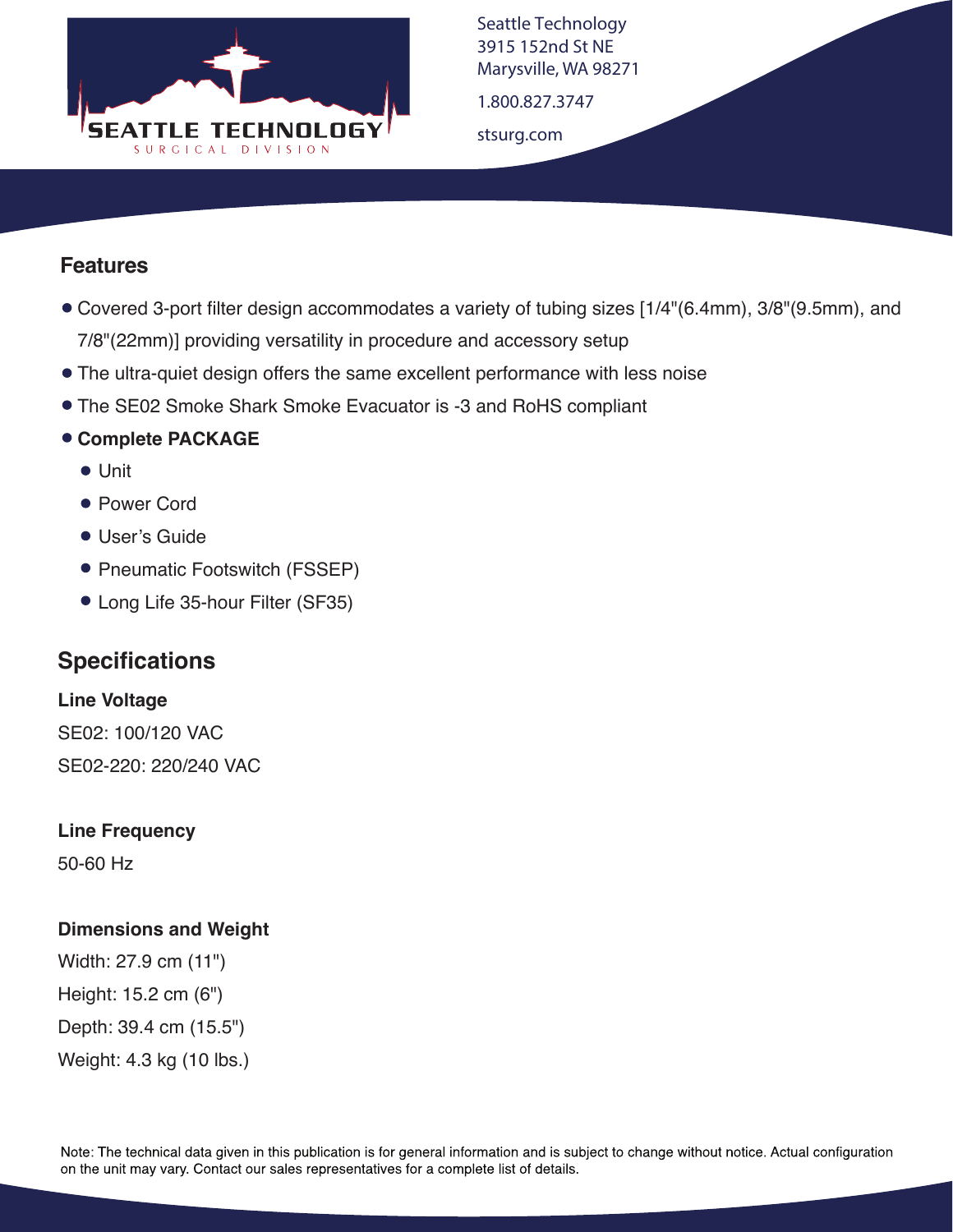## Features

- Covered 3-port filter design accommodates a variety of tubing sizes [1/4"(6.4mm), 3/8"(9.5mm), and 7/8"(22mm)] providing versatility in procedure and accessory setup
- The ultra-quiet design offers the same excellent performance with less noise
- The SE02 Smoke Shark Smoke Evacuator is -3 and RoHS compliant
- **Complete PACKAGE**
  - Unit
  - Power Cord
  - User's Guide
  - Pneumatic Footswitch (FSSEP)
  - Long Life 35-hour Filter (SF35)

## Specifications

**Line Voltage**

SE02: 100/120 VAC

SE02-220: 220/240 VAC

**Line Frequency**

50-60 Hz

**Dimensions and Weight**

Width: 27.9 cm (11")

Height: 15.2 cm (6")

Depth: 39.4 cm (15.5")

Weight: 4.3 kg (10 lbs.)

Note: The technical data given in this publication is for general information and is subject to change without notice. Actual configuration on the unit may vary. Contact our sales representatives for a complete list of details.